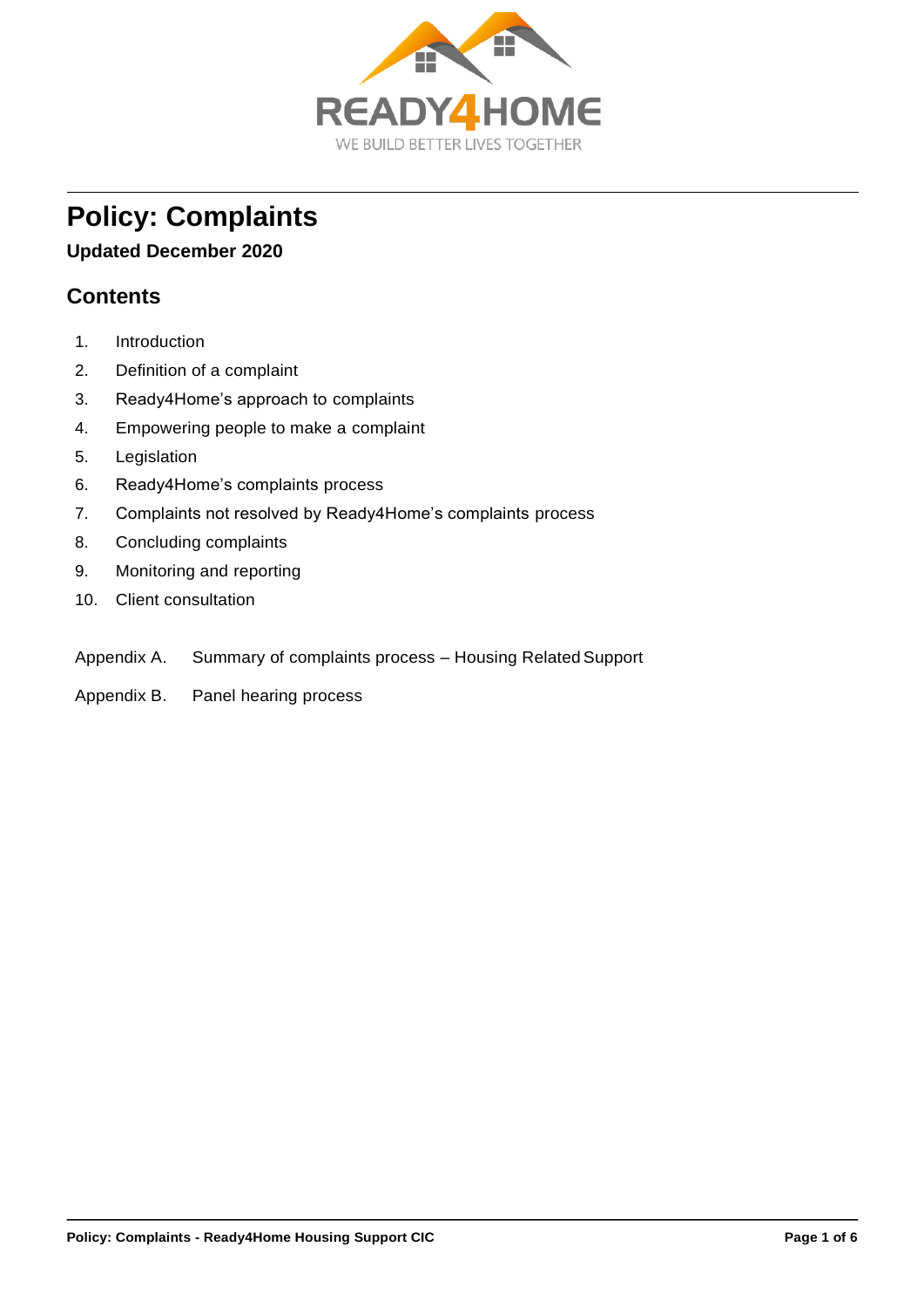READY4HOME

WE BUILD BETTER LIVES TOGETHER

# Policy: Complaints

**Updated December 2020**

## Contents

1. Introduction
2. Definition of a complaint
3. Ready4Home's approach to complaints
4. Empowering people to make a complaint
5. Legislation
6. Ready4Home's complaints process
7. Complaints not resolved by Ready4Home's complaints process
8. Concluding complaints
9. Monitoring and reporting
10. Client consultation

Appendix A. Summary of complaints process – Housing Related Support

Appendix B. Panel hearing process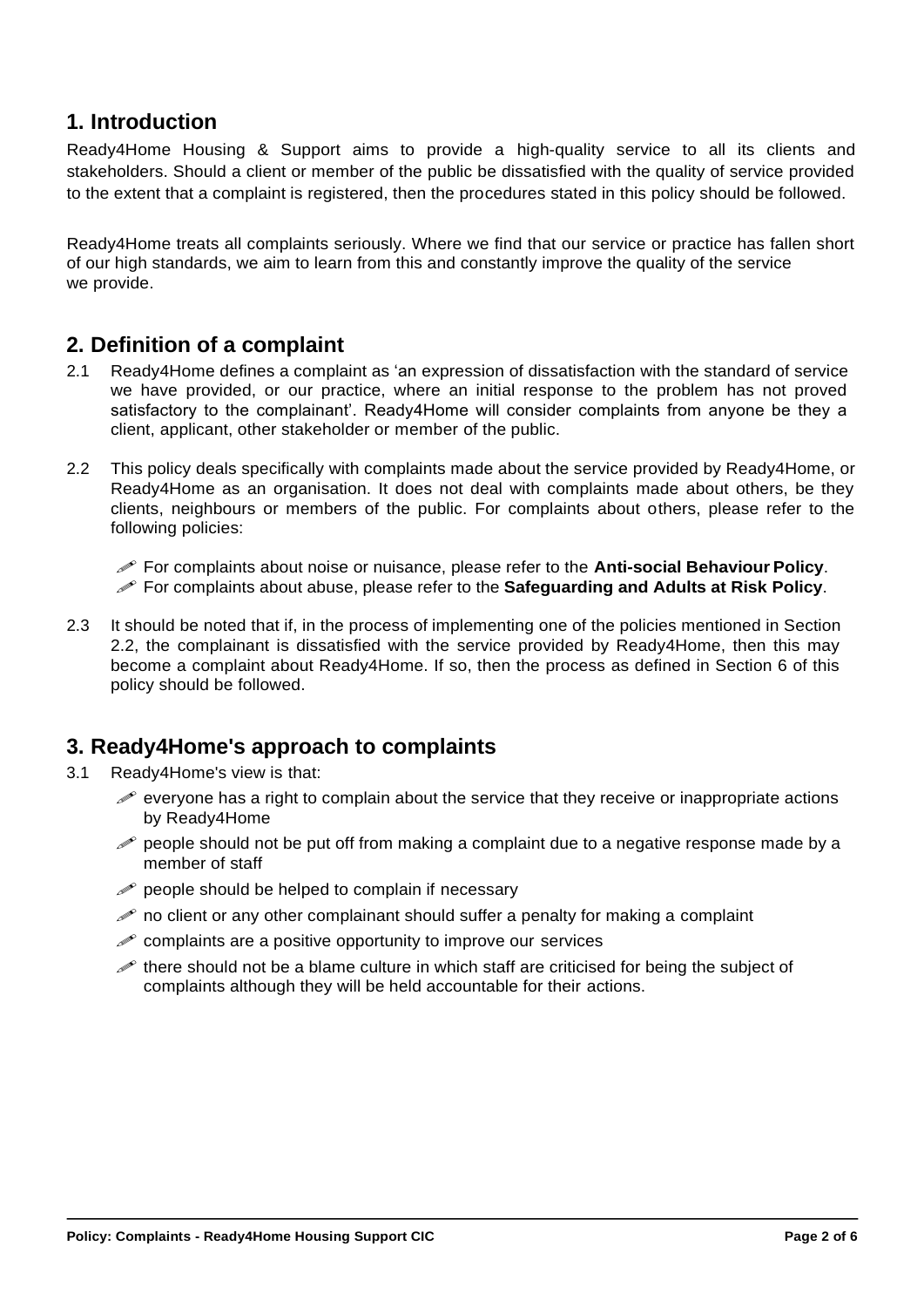## 1. Introduction

Ready4Home Housing & Support aims to provide a high-quality service to all its clients and stakeholders. Should a client or member of the public be dissatisfied with the quality of service provided to the extent that a complaint is registered, then the procedures stated in this policy should be followed.

Ready4Home treats all complaints seriously. Where we find that our service or practice has fallen short of our high standards, we aim to learn from this and constantly improve the quality of the service we provide.

## 2. Definition of a complaint

2.1 Ready4Home defines a complaint as 'an expression of dissatisfaction with the standard of service we have provided, or our practice, where an initial response to the problem has not proved satisfactory to the complainant'. Ready4Home will consider complaints from anyone be they a client, applicant, other stakeholder or member of the public.

2.2 This policy deals specifically with complaints made about the service provided by Ready4Home, or Ready4Home as an organisation. It does not deal with complaints made about others, be they clients, neighbours or members of the public. For complaints about others, please refer to the following policies:

- For complaints about noise or nuisance, please refer to the **Anti-social Behaviour Policy**.
- For complaints about abuse, please refer to the **Safeguarding and Adults at Risk Policy**.

2.3 It should be noted that if, in the process of implementing one of the policies mentioned in Section 2.2, the complainant is dissatisfied with the service provided by Ready4Home, then this may become a complaint about Ready4Home. If so, then the process as defined in Section 6 of this policy should be followed.

## 3. Ready4Home's approach to complaints

3.1 Ready4Home's view is that:

- everyone has a right to complain about the service that they receive or inappropriate actions by Ready4Home
- people should not be put off from making a complaint due to a negative response made by a member of staff
- people should be helped to complain if necessary
- no client or any other complainant should suffer a penalty for making a complaint
- complaints are a positive opportunity to improve our services
- there should not be a blame culture in which staff are criticised for being the subject of complaints although they will be held accountable for their actions.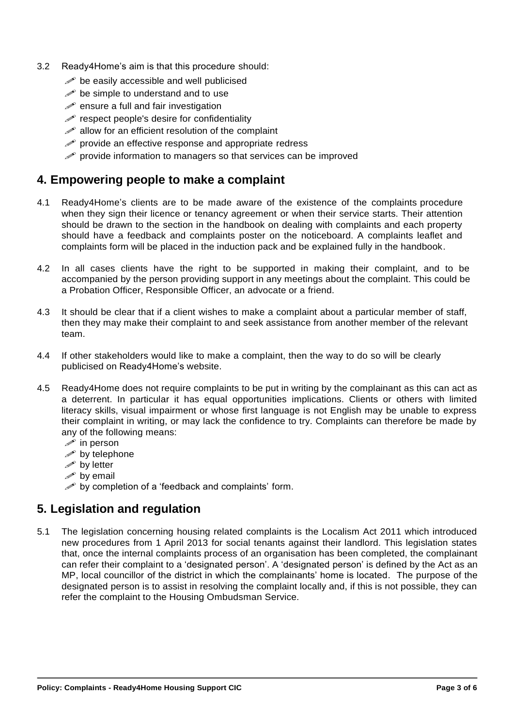3.2 Ready4Home's aim is that this procedure should:

- be easily accessible and well publicised
- be simple to understand and to use
- ensure a full and fair investigation
- respect people's desire for confidentiality
- allow for an efficient resolution of the complaint
- provide an effective response and appropriate redress
- provide information to managers so that services can be improved

## 4. Empowering people to make a complaint

4.1 Ready4Home's clients are to be made aware of the existence of the complaints procedure when they sign their licence or tenancy agreement or when their service starts. Their attention should be drawn to the section in the handbook on dealing with complaints and each property should have a feedback and complaints poster on the noticeboard. A complaints leaflet and complaints form will be placed in the induction pack and be explained fully in the handbook.

4.2 In all cases clients have the right to be supported in making their complaint, and to be accompanied by the person providing support in any meetings about the complaint. This could be a Probation Officer, Responsible Officer, an advocate or a friend.

4.3 It should be clear that if a client wishes to make a complaint about a particular member of staff, then they may make their complaint to and seek assistance from another member of the relevant team.

4.4 If other stakeholders would like to make a complaint, then the way to do so will be clearly publicised on Ready4Home's website.

4.5 Ready4Home does not require complaints to be put in writing by the complainant as this can act as a deterrent. In particular it has equal opportunities implications. Clients or others with limited literacy skills, visual impairment or whose first language is not English may be unable to express their complaint in writing, or may lack the confidence to try. Complaints can therefore be made by any of the following means:

- in person
- by telephone
- by letter
- by email
- by completion of a 'feedback and complaints' form.

## 5. Legislation and regulation

5.1 The legislation concerning housing related complaints is the Localism Act 2011 which introduced new procedures from 1 April 2013 for social tenants against their landlord. This legislation states that, once the internal complaints process of an organisation has been completed, the complainant can refer their complaint to a 'designated person'. A 'designated person' is defined by the Act as an MP, local councillor of the district in which the complainants' home is located. The purpose of the designated person is to assist in resolving the complaint locally and, if this is not possible, they can refer the complaint to the Housing Ombudsman Service.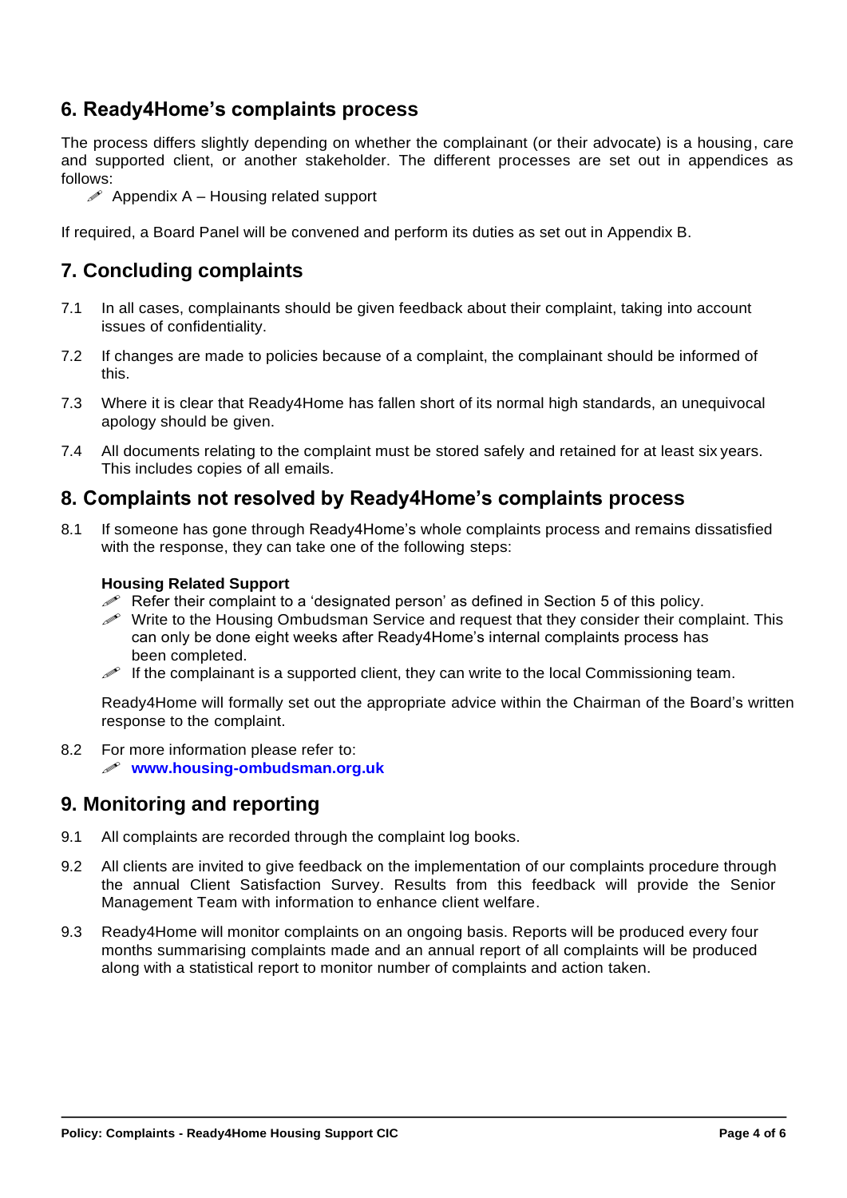## 6. Ready4Home's complaints process

The process differs slightly depending on whether the complainant (or their advocate) is a housing, care and supported client, or another stakeholder. The different processes are set out in appendices as follows:

- Appendix A – Housing related support

If required, a Board Panel will be convened and perform its duties as set out in Appendix B.

## 7. Concluding complaints

7.1 In all cases, complainants should be given feedback about their complaint, taking into account issues of confidentiality.

7.2 If changes are made to policies because of a complaint, the complainant should be informed of this.

7.3 Where it is clear that Ready4Home has fallen short of its normal high standards, an unequivocal apology should be given.

7.4 All documents relating to the complaint must be stored safely and retained for at least six years. This includes copies of all emails.

## 8. Complaints not resolved by Ready4Home's complaints process

8.1 If someone has gone through Ready4Home's whole complaints process and remains dissatisfied with the response, they can take one of the following steps:

**Housing Related Support**

- Refer their complaint to a 'designated person' as defined in Section 5 of this policy.
- Write to the Housing Ombudsman Service and request that they consider their complaint. This can only be done eight weeks after Ready4Home's internal complaints process has been completed.
- If the complainant is a supported client, they can write to the local Commissioning team.

Ready4Home will formally set out the appropriate advice within the Chairman of the Board's written response to the complaint.

8.2 For more information please refer to:

- **www.housing-ombudsman.org.uk**

## 9. Monitoring and reporting

9.1 All complaints are recorded through the complaint log books.

9.2 All clients are invited to give feedback on the implementation of our complaints procedure through the annual Client Satisfaction Survey. Results from this feedback will provide the Senior Management Team with information to enhance client welfare.

9.3 Ready4Home will monitor complaints on an ongoing basis. Reports will be produced every four months summarising complaints made and an annual report of all complaints will be produced along with a statistical report to monitor number of complaints and action taken.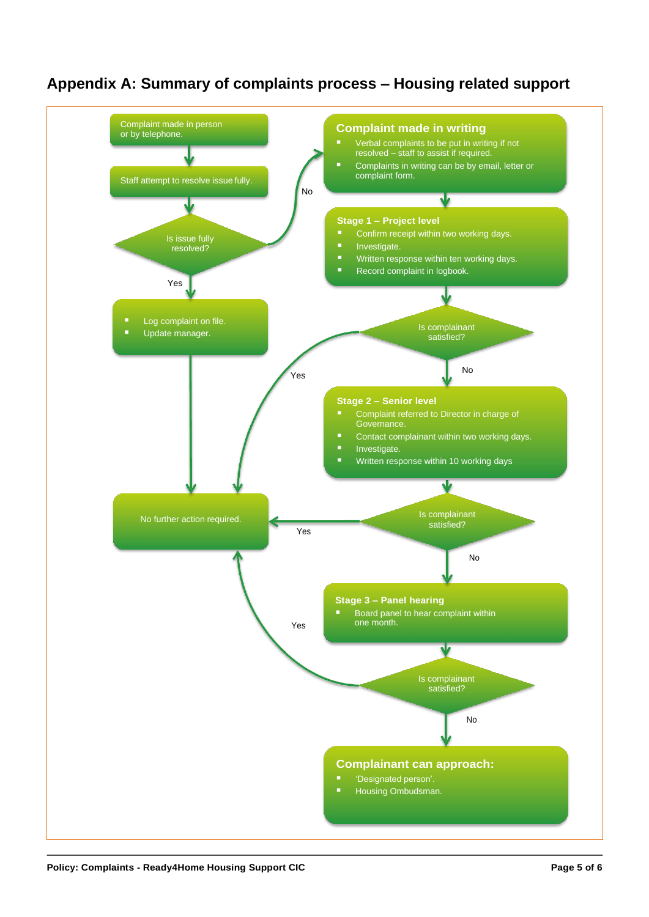## Appendix A: Summary of complaints process – Housing related support

Complaint made in person or by telephone.

Staff attempt to resolve issue fully.

Is issue fully resolved?

Yes

- Log complaint on file.
- Update manager.

No

**Complaint made in writing**

- Verbal complaints to be put in writing if not resolved – staff to assist if required.
- Complaints in writing can be by email, letter or complaint form.

**Stage 1 – Project level**

- Confirm receipt within two working days.
- Investigate.
- Written response within ten working days.
- Record complaint in logbook.

Is complainant satisfied?

Yes

No

**Stage 2 – Senior level**

- Complaint referred to Director in charge of Governance.
- Contact complainant within two working days.
- Investigate.
- Written response within 10 working days

No further action required.

Is complainant satisfied?

Yes

No

**Stage 3 – Panel hearing**

- Board panel to hear complaint within one month.

Yes

Is complainant satisfied?

No

**Complainant can approach:**

- 'Designated person'.
- Housing Ombudsman.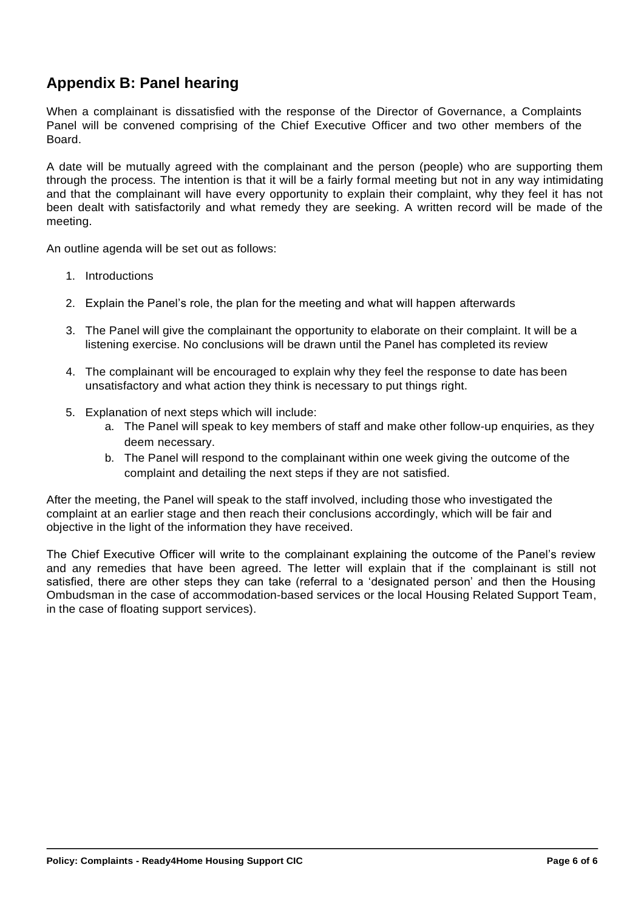## Appendix B: Panel hearing

When a complainant is dissatisfied with the response of the Director of Governance, a Complaints Panel will be convened comprising of the Chief Executive Officer and two other members of the Board.

A date will be mutually agreed with the complainant and the person (people) who are supporting them through the process. The intention is that it will be a fairly formal meeting but not in any way intimidating and that the complainant will have every opportunity to explain their complaint, why they feel it has not been dealt with satisfactorily and what remedy they are seeking. A written record will be made of the meeting.

An outline agenda will be set out as follows:

1. Introductions
2. Explain the Panel's role, the plan for the meeting and what will happen afterwards
3. The Panel will give the complainant the opportunity to elaborate on their complaint. It will be a listening exercise. No conclusions will be drawn until the Panel has completed its review
4. The complainant will be encouraged to explain why they feel the response to date has been unsatisfactory and what action they think is necessary to put things right.
5. Explanation of next steps which will include:
    a. The Panel will speak to key members of staff and make other follow-up enquiries, as they deem necessary.
    b. The Panel will respond to the complainant within one week giving the outcome of the complaint and detailing the next steps if they are not satisfied.

After the meeting, the Panel will speak to the staff involved, including those who investigated the complaint at an earlier stage and then reach their conclusions accordingly, which will be fair and objective in the light of the information they have received.

The Chief Executive Officer will write to the complainant explaining the outcome of the Panel's review and any remedies that have been agreed. The letter will explain that if the complainant is still not satisfied, there are other steps they can take (referral to a 'designated person' and then the Housing Ombudsman in the case of accommodation-based services or the local Housing Related Support Team, in the case of floating support services).